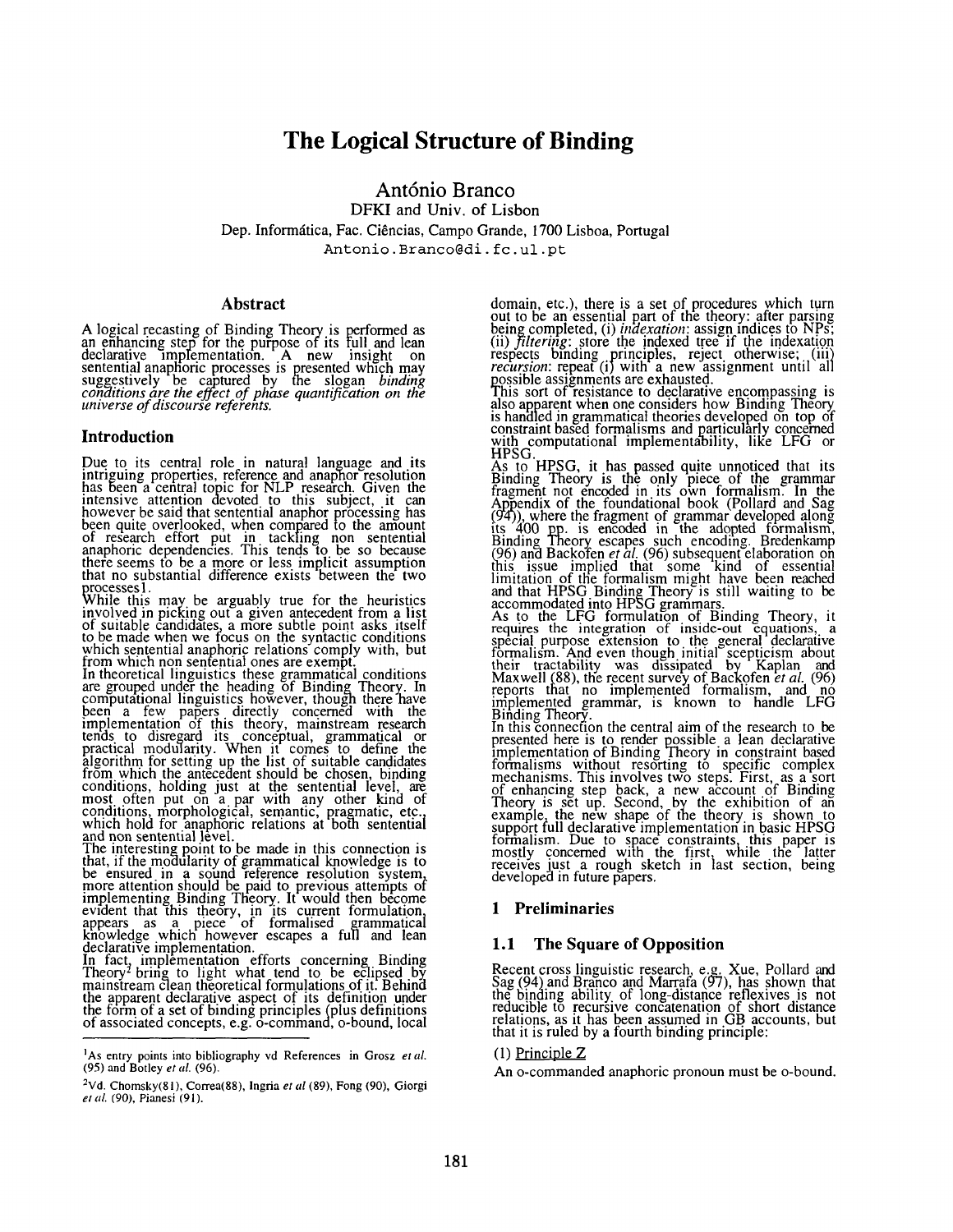# The Logical Structure of Binding

António Branco
DFKI and Univ. of Lisbon
Dep. Informática, Fac. Ciências, Campo Grande, 1700 Lisboa, Portugal
Antonio.Branco@di.fc.ul.pt

## Abstract

A logical recasting of Binding Theory is performed as an enhancing step for the purpose of its full and lean declarative implementation. A new insight on sentential anaphoric processes is presented which may suggestively be captured by the slogan *binding conditions are the effect of phase quantification on the universe of discourse referents.*

## Introduction

Due to its central role in natural language and its intriguing properties, reference and anaphor resolution has been a central topic for NLP research. Given the intensive attention devoted to this subject, it can however be said that sentential anaphor processing has been quite overlooked, when compared to the amount of research effort put in tackling non sentential anaphoric dependencies. This tends to be so because there seems to be a more or less implicit assumption that no substantial difference exists between the two processes[1].

While this may be arguably true for the heuristics involved in picking out a given antecedent from a list of suitable candidates, a more subtle point asks itself to be made when we focus on the syntactic conditions which sentential anaphoric relations comply with, but from which non sentential ones are exempt.

In theoretical linguistics these grammatical conditions are grouped under the heading of Binding Theory. In computational linguistics however, though there have been a few papers directly concerned with the implementation of this theory, mainstream research tends to disregard its conceptual, grammatical or practical modularity. When it comes to define the algorithm for setting up the list of suitable candidates from which the antecedent should be chosen, binding conditions, holding just at the sentential level, are most often put on a par with any other kind of conditions, morphological, semantic, pragmatic, etc., which hold for anaphoric relations at both sentential and non sentential level.

The interesting point to be made in this connection is that, if the modularity of grammatical knowledge is to be ensured in a sound reference resolution system, more attention should be paid to previous attempts of implementing Binding Theory. It would then become evident that this theory, in its current formulation, appears as a piece of formalised grammatical knowledge which however escapes a full and lean declarative implementation.

In fact, implementation efforts concerning Binding Theory[2] bring to light what tend to be eclipsed by mainstream clean theoretical formulations of it. Behind the apparent declarative aspect of its definition under the form of a set of binding principles (plus definitions of associated concepts, e.g. o-command, o-bound, local domain, etc.), there is a set of procedures which turn out to be an essential part of the theory: after parsing being completed, (i) *indexation*: assign indices to NPs; (ii) *filtering*: store the indexed tree if the indexation respects binding principles, reject otherwise; (iii) *recursion*: repeat (i) with a new assignment until all possible assignments are exhausted.

This sort of resistance to declarative encompassing is also apparent when one considers how Binding Theory is handled in grammatical theories developed on top of constraint based formalisms and particularly concerned with computational implementability, like LFG or HPSG.

As to HPSG, it has passed quite unnoticed that its Binding Theory is the only piece of the grammar fragment not encoded in its own formalism. In the Appendix of the foundational book (Pollard and Sag (94)), where the fragment of grammar developed along its 400 pp. is encoded in the adopted formalism, Binding Theory escapes such encoding. Bredenkamp (96) and Backofen *et al.* (96) subsequent elaboration on this issue implied that some kind of essential limitation of the formalism might have been reached and that HPSG Binding Theory is still waiting to be accommodated into HPSG grammars.

As to the LFG formulation of Binding Theory, it requires the integration of inside-out equations, a special purpose extension to the general declarative formalism. And even though initial scepticism about their tractability was dissipated by Kaplan and Maxwell (88), the recent survey of Backofen *et al.* (96) reports that no implemented formalism, and no implemented grammar, is known to handle LFG Binding Theory.

In this connection the central aim of the research to be presented here is to render possible a lean declarative implementation of Binding Theory in constraint based formalisms without resorting to specific complex mechanisms. This involves two steps. First, as a sort of enhancing step back, a new account of Binding Theory is set up. Second, by the exhibition of an example, the new shape of the theory is shown to support full declarative implementation in basic HPSG formalism. Due to space constraints, this paper is mostly concerned with the first, while the latter receives just a rough sketch in last section, being developed in future papers.

## 1 Preliminaries

### 1.1 The Square of Opposition

Recent cross linguistic research, e.g. Xue, Pollard and Sag (94) and Branco and Marrafa (97), has shown that the binding ability of long-distance reflexives is not reducible to recursive concatenation of short distance relations, as it has been assumed in GB accounts, but that it is ruled by a fourth binding principle:

(1) Principle Z

An o-commanded anaphoric pronoun must be o-bound.

---

[1] As entry points into bibliography vd References in Grosz *et al.* (95) and Botley *et al.* (96).

[2] Vd. Chomsky(81), Correa(88), Ingria *et al* (89), Fong (90), Giorgi *et al.* (90), Pianesi (91).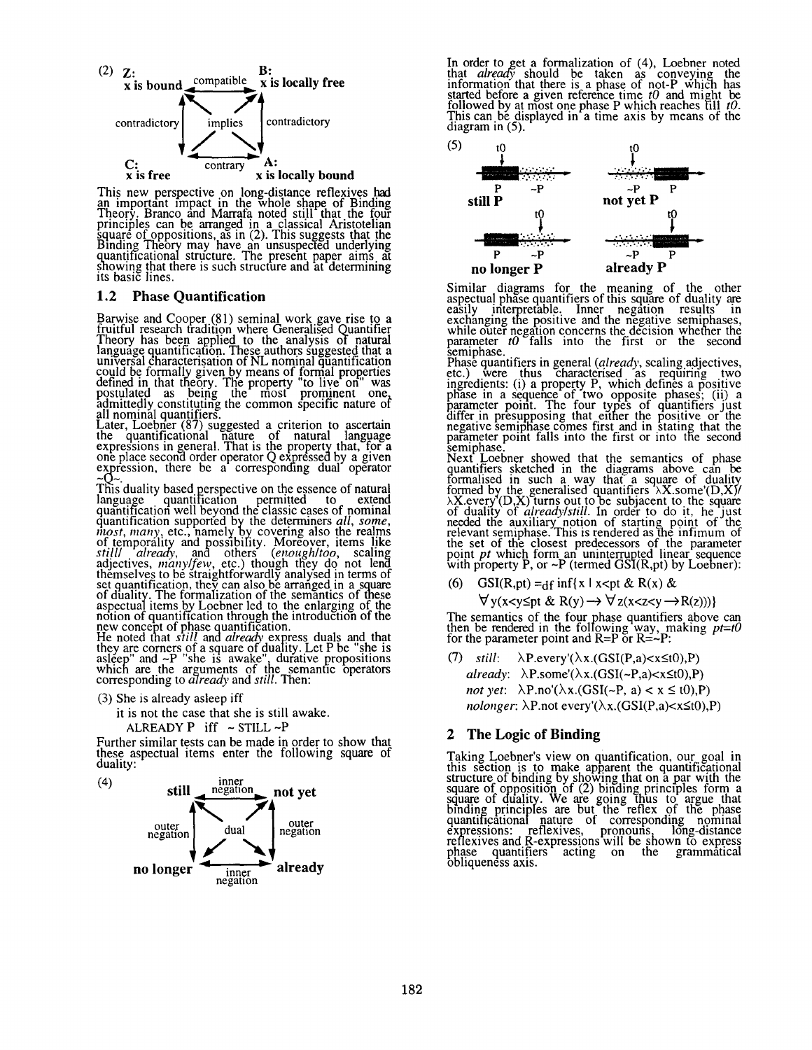(2) **Z:** **x is bound** —compatible— **B:** **x is locally free**

contradictory | implies | contradictory

**C:** **x is free** —contrary— **A:** **x is locally bound**

This new perspective on long-distance reflexives had an important impact in the whole shape of Binding Theory. Branco and Marrafa noted still that the four principles can be arranged in a classical Aristotelian square of oppositions, as in (2). This suggests that the Binding Theory may have an unsuspected underlying quantificational structure. The present paper aims at showing that there is such structure and at determining its basic lines.

## 1.2 Phase Quantification

Barwise and Cooper (81) seminal work gave rise to a fruitful research tradition where Generalised Quantifier Theory has been applied to the analysis of natural language quantification. These authors suggested that a universal characterisation of NL nominal quantification could be formally given by means of formal properties defined in that theory. The property "to live on" was postulated as being the most prominent one, admittedly constituting the common specific nature of all nominal quantifiers.

Later, Loebner (87) suggested a criterion to ascertain the quantificational nature of natural language expressions in general. That is the property that, for a one place second order operator Q expressed by a given expression, there be a corresponding dual operator ~Q~.

This duality based perspective on the essence of natural language quantification permitted to extend quantification well beyond the classic cases of nominal quantification supported by the determiners *all*, *some*, *most*, *many*, etc., namely by covering also the realms of temporality and possibility. Moreover, items like *still*/ *already*, and others (*enough*/*too*, scaling adjectives, *many*/*few*, etc.) though they do not lend themselves to be straightforwardly analysed in terms of set quantification, they can also be arranged in a square of duality. The formalization of the semantics of these aspectual items by Loebner led to the enlarging of the notion of quantification through the introduction of the new concept of phase quantification.

He noted that *still* and *already* express duals and that they are corners of a square of duality. Let P be "she is asleep" and ~P "she is awake", durative propositions which are the arguments of the semantic operators corresponding to *already* and *still*. Then:

(3) She is already asleep iff

it is not the case that she is still awake.

ALREADY P iff ~ STILL ~P

Further similar tests can be made in order to show that these aspectual items enter the following square of duality:

(4) **still** —inner negation— **not yet**

outer negation | dual | outer negation

**no longer** —inner negation— **already**

In order to get a formalization of (4), Loebner noted that *already* should be taken as conveying the information that there is a phase of not-P which has started before a given reference time *t0* and might be followed by at most one phase P which reaches till *t0*. This can be displayed in a time axis by means of the diagram in (5).

(5)

| | |
|---|---|
| t0: P ~P — **still P** | t0: ~P P — **not yet P** |
| t0: P ~P — **no longer P** | t0: ~P P — **already P** |

Similar diagrams for the meaning of the other aspectual phase quantifiers of this square of duality are easily interpretable. Inner negation results in exchanging the positive and the negative semiphases, while outer negation concerns the decision whether the parameter *t0* falls into the first or the second semiphase.

Phase quantifiers in general (*already*, scaling adjectives, etc.) were thus characterised as requiring two ingredients: (i) a property P, which defines a positive phase in a sequence of two opposite phases; (ii) a parameter point. The four types of quantifiers just differ in presupposing that either the positive or the negative semiphase comes first and in stating that the parameter point falls into the first or into the second semiphase.

Next Loebner showed that the semantics of phase quantifiers sketched in the diagrams above can be formalised in such a way that a square of duality formed by the generalised quantifiers λX.some'(D,X)/ λX.every'(D,X) turns out to be subjacent to the square of duality of *already*/*still*. In order to do it, he just needed the auxiliary notion of starting point of the relevant semiphase. This is rendered as the infimum of the set of the closest predecessors of the parameter point *pt* which form an uninterrupted linear sequence with property P, or ~P (termed GSI(R,pt) by Loebner):

(6) $\mathrm{GSI(R,pt)} =_{df} \inf\{x \mid x<pt \;\&\; R(x) \;\&\; \forall y(x<y\leq pt \;\&\; R(y) \rightarrow \forall z(x<z<y \rightarrow R(z)))\}$

The semantics of the four phase quantifiers above can then be rendered in the following way, making *pt=t0* for the parameter point and R=P or R=~P:

(7) *still*: λP.every'(λx.(GSI(P,a)<x≤t0),P)

*already*: λP.some'(λx.(GSI(~P,a)<x≤t0),P)

*not yet*: λP.no'(λx.(GSI(~P, a) < x ≤ t0),P)

*nolonger*: λP.not every'(λx.(GSI(P,a)<x≤t0),P)

# 2 The Logic of Binding

Taking Loebner's view on quantification, our goal in this section is to make apparent the quantificational structure of binding by showing that on a par with the square of opposition of (2) binding principles form a square of duality. We are going thus to argue that binding principles are but the reflex of the phase quantificational nature of corresponding nominal expressions: reflexives, pronouns, long-distance reflexives and R-expressions will be shown to express phase quantifiers acting on the grammatical obliqueness axis.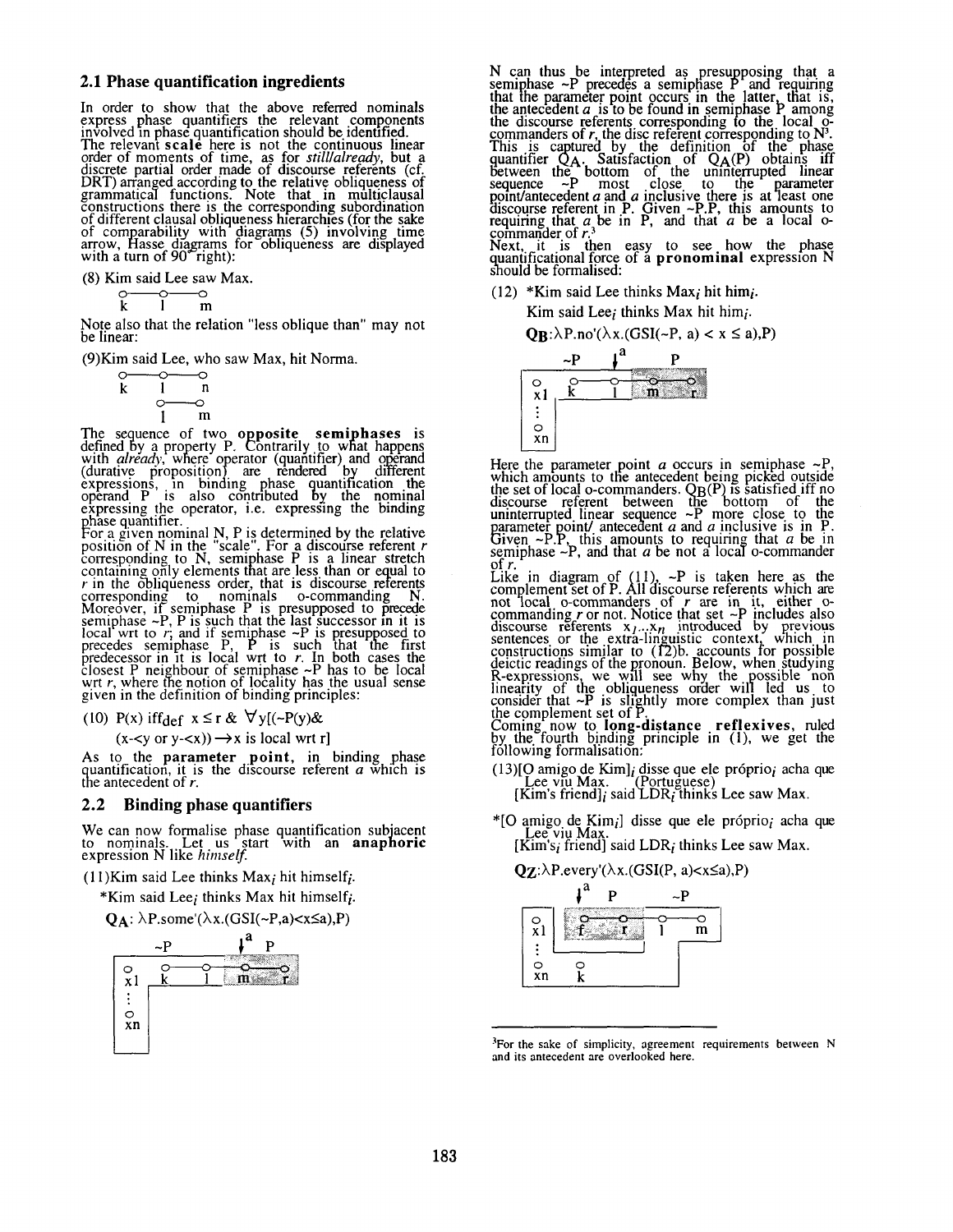## 2.1 Phase quantification ingredients

In order to show that the above referred nominals express phase quantifiers the relevant components involved in phase quantification should be identified. The relevant **scale** here is not the continuous linear order of moments of time, as for *still/already*, but a discrete partial order made of discourse referents (cf. DRT) arranged according to the relative obliqueness of grammatical functions. Note that in multiclausal constructions there is the corresponding subordination of different clausal obliqueness hierarchies (for the sake of comparability with diagrams (5) involving time arrow, Hasse diagrams for obliqueness are displayed with a turn of 90° right):

(8) Kim said Lee saw Max.

```
o——o——o
k  l  m
```

Note also that the relation "less oblique than" may not be linear:

(9)Kim said Lee, who saw Max, hit Norma.

```
o——o——o
k  l  n
   o——o
   l  m
```

The sequence of two **opposite semiphases** is defined by a property P. Contrarily to what happens with *already*, where operator (quantifier) and operand (durative proposition) are rendered by different expressions, in binding phase quantification the operand P is also contributed by the nominal expressing the operator, i.e. expressing the binding phase quantifier.

For a given nominal N, P is determined by the relative position of N in the "scale". For a discourse referent *r* corresponding to N, semiphase P is a linear stretch containing only elements that are less than or equal to *r* in the obliqueness order, that is discourse referents corresponding to nominals o-commanding N. Moreover, if semiphase P is presupposed to precede semiphase ~P, P is such that the last successor in it is local wrt to *r*; and if semiphase ~P is presupposed to precedes semiphase P, P is such that the first predecessor in it is local wrt to *r*. In both cases the closest P neighbour of semiphase ~P has to be local wrt *r*, where the notion of locality has the usual sense given in the definition of binding principles:

(10) $P(x)$ iff$_{def}$ $x \leq r$ & $\forall y[(\sim P(y)$&
$(x\text{-}<y \text{ or } y\text{-}<x)) \longrightarrow x$ is local wrt r]

As to the **parameter point**, in binding phase quantification, it is the discourse referent *a* which is the antecedent of *r*.

## 2.2 Binding phase quantifiers

We can now formalise phase quantification subjacent to nominals. Let us start with an **anaphoric** expression N like *himself*.

(11)Kim said Lee thinks Max$_i$ hit himself$_i$.

*Kim said Lee$_i$ thinks Max hit himself$_i$.

$\mathbf{Q_A}$: $\lambda P.\text{some}'(\lambda x.(\text{GSI}(\sim P,a)<x\leq a),P)$

```
     ~P      ↓a  P
 o   o——o——o——o
 x1  k  l  m  r
 :
 o
 xn
```

N can thus be interpreted as presupposing that a semiphase ~P precedes a semiphase P and requiring that the parameter point occurs in the latter, that is, the antecedent *a* is to be found in semiphase P among the discourse referents corresponding to the local o-commanders of *r*, the disc referent corresponding to N[3]. This is captured by the definition of the phase quantifier $Q_A$. Satisfaction of $Q_A(P)$ obtains iff between the bottom of the uninterrupted linear sequence ~P most close to the parameter point/antecedent *a* and *a* inclusive there is at least one discourse referent in P. Given ~P.P, this amounts to requiring that *a* be in P, and that *a* be a local o-commander of *r*.[3]

Next, it is then easy to see how the phase quantificational force of a **pronominal** expression N should be formalised:

(12) *Kim said Lee thinks Max$_i$ hit him$_i$.

Kim said Lee$_i$ thinks Max hit him$_i$.

$\mathbf{Q_B}$:$\lambda P.\text{no}'(\lambda x.(\text{GSI}(\sim P, a) < x \leq a),P)$

```
     ~P  ↓a      P
 o   o——o——o——o
 x1  k  l  m  r
 :
 o
 xn
```

Here the parameter point *a* occurs in semiphase ~P, which amounts to the antecedent being picked outside the set of local o-commanders. $Q_B(P)$ is satisfied iff no discourse referent between the bottom of the uninterrupted linear sequence ~P more close to the parameter point/ antecedent *a* and *a* inclusive is in P. Given ~P.P, this amounts to requiring that *a* be in semiphase ~P, and that *a* be not a local o-commander of *r*.

Like in diagram of (11), ~P is taken here as the complement set of P. All discourse referents which are not local o-commanders of *r* are in it, either o-commanding *r* or not. Notice that set ~P includes also discourse referents $x_1...x_n$ introduced by previous sentences or the extra-linguistic context, which in constructions similar to (12)b. accounts for possible deictic readings of the pronoun. Below, when studying R-expressions, we will see why the possible non linearity of the obliqueness order will led us to consider that ~P is slightly more complex than just the complement set of P.

Coming now to **long-distance reflexives**, ruled by the fourth binding principle in (1), we get the following formalisation:

(13)[O amigo de Kim]$_i$ disse que ele próprio$_i$ acha que Lee viu Max. (Portuguese)
[Kim's friend]$_i$ said LDR$_i$ thinks Lee saw Max.

*[O amigo de Kim$_i$] disse que ele próprio$_i$ acha que Lee viu Max.
[Kim's$_i$ friend] said LDR$_i$ thinks Lee saw Max.

$\mathbf{Q_Z}$:$\lambda P.\text{every}'(\lambda x.(\text{GSI}(P, a)<x\leq a),P)$

```
     ↓a  P      ~P
 o   o——o——o——o
 x1  f  r  l  m
 :
 o   o
 xn  k
```

---

[3]For the sake of simplicity, agreement requirements between N and its antecedent are overlooked here.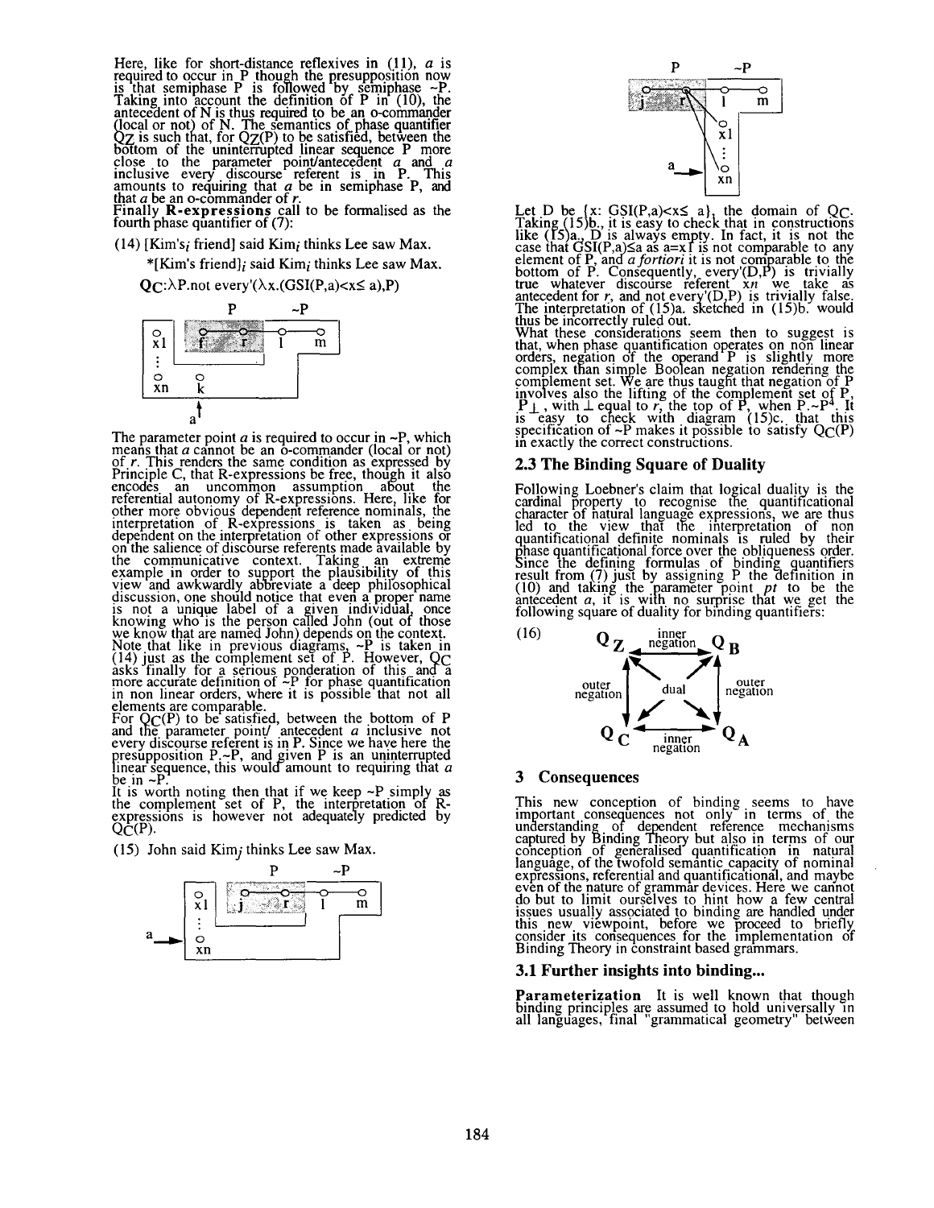Here, like for short-distance reflexives in (11), $a$ is required to occur in P though the presupposition now is that semiphase P is followed by semiphase ~P. Taking into account the definition of P in (10), the antecedent of N is thus required to be an o-commander (local or not) of N. The semantics of phase quantifier $Q_Z$ is such that, for $Q_Z(P)$ to be satisfied, between the bottom of the uninterrupted linear sequence P more close to the parameter point/antecedent $a$ and $a$ inclusive every discourse referent is in P. This amounts to requiring that $a$ be in semiphase P, and that $a$ be an o-commander of $r$.

Finally **R-expressions** call to be formalised as the fourth phase quantifier of (7):

(14) [Kim's$_i$ friend] said Kim$_i$ thinks Lee saw Max.

\*[Kim's friend]$_i$ said Kim$_i$ thinks Lee saw Max.

$Q_C$:$\lambda$P.not every'($\lambda$x.(GSI(P,a)<x≤ a),P)

The parameter point $a$ is required to occur in ~P, which means that $a$ cannot be an o-commander (local or not) of $r$. This renders the same condition as expressed by Principle C, that R-expressions be free, though it also encodes an uncommon assumption about the referential autonomy of R-expressions. Here, like for other more obvious dependent reference nominals, the interpretation of R-expressions is taken as being dependent on the interpretation of other expressions or on the salience of discourse referents made available by the communicative context. Taking an extreme example in order to support the plausibility of this view and awkwardly abbreviate a deep philosophical discussion, one should notice that even a proper name is not a unique label of a given individual, once knowing who is the person called John (out of those we know that are named John) depends on the context.

Note that like in previous diagrams, ~P is taken in (14) just as the complement set of P. However, $Q_C$ asks finally for a serious ponderation of this and a more accurate definition of ~P for phase quantification in non linear orders, where it is possible that not all elements are comparable.

For $Q_C(P)$ to be satisfied, between the bottom of P and the parameter point/ antecedent $a$ inclusive not every discourse referent is in P. Since we have here the presupposition P.~P, and given P is an uninterrupted linear sequence, this would amount to requiring that $a$ be in ~P.

It is worth noting then that if we keep ~P simply as the complement set of P, the interpretation of R-expressions is however not adequately predicted by $Q_C(P)$.

(15) John said Kim$_j$ thinks Lee saw Max.

Let D be {x: GSI(P,a)<x≤ a}, the domain of $Q_C$. Taking (15)b., it is easy to check that in constructions like (15)a., D is always empty. In fact, it is not the case that GSI(P,a)≤a as a=x1 is not comparable to any element of P, and *a fortiori* it is not comparable to the bottom of P. Consequently, every'(D,P) is trivially true whatever discourse referent $xn$ we take as antecedent for $r$, and not every'(D,P) is trivially false. The interpretation of (15)a. sketched in (15)b. would thus be incorrectly ruled out.

What these considerations seem then to suggest is that, when phase quantification operates on non linear orders, negation of the operand P is slightly more complex than simple Boolean negation rendering the complement set. We are thus taught that negation of P involves also the lifting of the complement set of P, $P_\perp$, with $\perp$ equal to $r$, the top of P, when P.~P[4]. It is easy to check with diagram (15)c. that this specification of ~P makes it possible to satisfy $Q_C(P)$ in exactly the correct constructions.

## 2.3 The Binding Square of Duality

Following Loebner's claim that logical duality is the cardinal property to recognise the quantificational character of natural language expressions, we are thus led to the view that the interpretation of non quantificational definite nominals is ruled by their phase quantificational force over the obliqueness order. Since the defining formulas of binding quantifiers result from (7) just by assigning P the definition in (10) and taking the parameter point $pt$ to be the antecedent $a$, it is with no surprise that we get the following square of duality for binding quantifiers:

(16) $Q_Z$ —inner negation— $Q_B$; $Q_C$ —inner negation— $Q_A$; outer negation ($Q_Z$–$Q_C$), outer negation ($Q_B$–$Q_A$), dual (diagonals)

# 3 Consequences

This new conception of binding seems to have important consequences not only in terms of the understanding of dependent reference mechanisms captured by Binding Theory but also in terms of our conception of generalised quantification in natural language, of the twofold semantic capacity of nominal expressions, referential and quantificational, and maybe even of the nature of grammar devices. Here we cannot do but to limit ourselves to hint how a few central issues usually associated to binding are handled under this new viewpoint, before we proceed to briefly consider its consequences for the implementation of Binding Theory in constraint based grammars.

## 3.1 Further insights into binding...

**Parameterization** It is well known that though binding principles are assumed to hold universally in all languages, final "grammatical geometry" between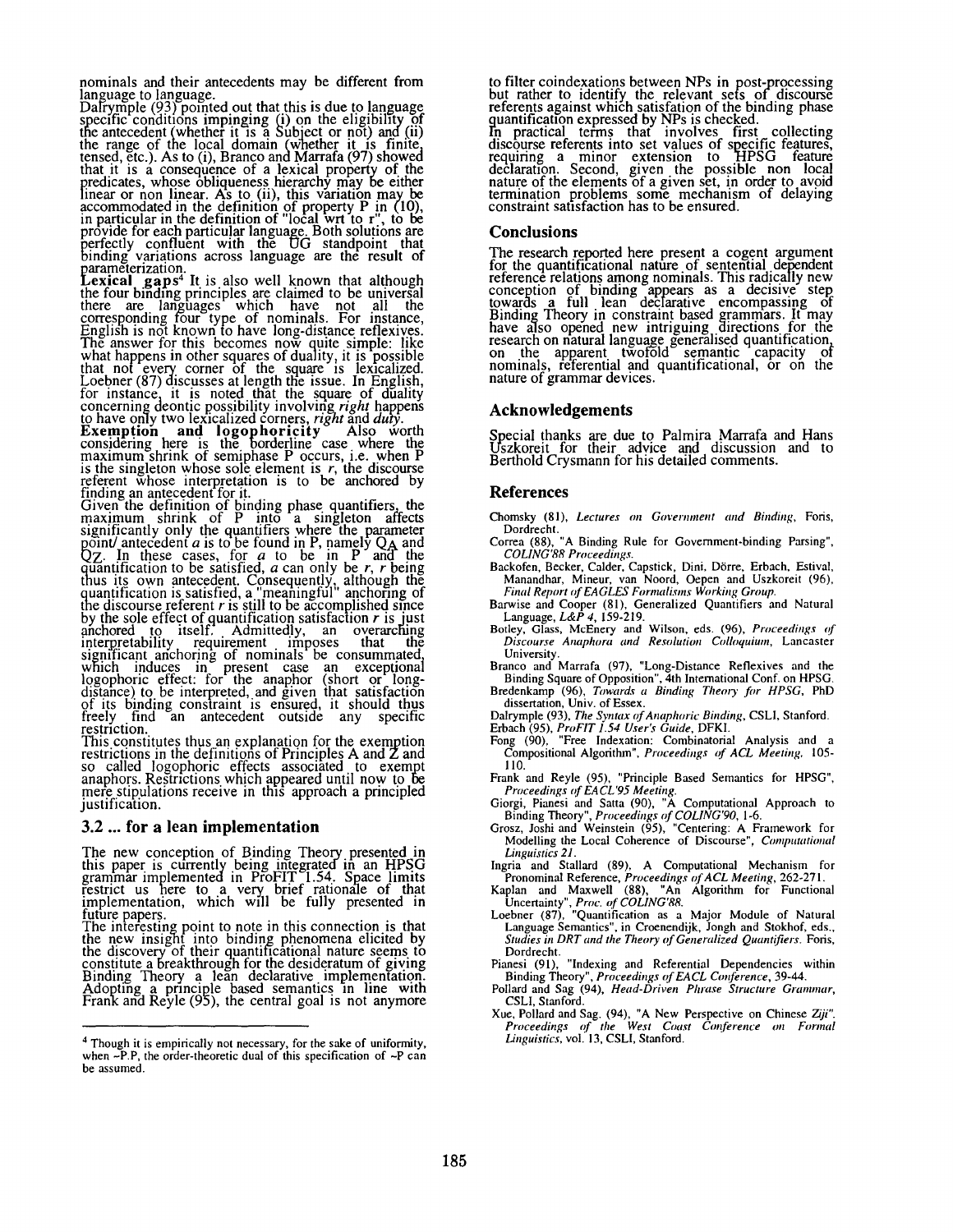nominals and their antecedents may be different from language to language.

Dalrymple (93) pointed out that this is due to language specific conditions impinging (i) on the eligibility of the antecedent (whether it is a Subject or not) and (ii) the range of the local domain (whether it is finite, tensed, etc.). As to (i), Branco and Marrafa (97) showed that it is a consequence of a lexical property of the predicates, whose obliqueness hierarchy may be either linear or non linear. As to (ii), this variation may be accommodated in the definition of property P in (10), in particular in the definition of "local wrt to r", to be provide for each particular language. Both solutions are perfectly confluent with the UG standpoint that binding variations across language are the result of parameterization.

**Lexical gaps**[4] It is also well known that although the four binding principles are claimed to be universal there are languages which have not all the corresponding four type of nominals. For instance, English is not known to have long-distance reflexives. The answer for this becomes now quite simple: like what happens in other squares of duality, it is possible that not every corner of the square is lexicalized. Loebner (87) discusses at length the issue. In English, for instance, it is noted that the square of duality concerning deontic possibility involving *right* happens to have only two lexicalized corners, *right* and *duty*.

**Exemption and logophoricity** Also worth considering here is the borderline case where the maximum shrink of semiphase P occurs, i.e. when P is the singleton whose sole element is *r*, the discourse referent whose interpretation is to be anchored by finding an antecedent for it.

Given the definition of binding phase quantifiers, the maximum shrink of P into a singleton affects significantly only the quantifiers where the parameter point/ antecedent *a* is to be found in P, namely $Q_A$ and $Q_Z$. In these cases, for *a* to be in P and the quantification to be satisfied, *a* can only be *r*, *r* being thus its own antecedent. Consequently, although the quantification is satisfied, a "meaningful" anchoring of the discourse referent *r* is still to be accomplished since by the sole effect of quantification satisfaction *r* is just anchored to itself. Admittedly, an overarching interpretability requirement imposes that the significant anchoring of nominals be consummated, which induces in present case an exceptional logophoric effect: for the anaphor (short or long-distance) to be interpreted, and given that satisfaction of its binding constraint is ensured, it should thus freely find an antecedent outside any specific restriction.

This constitutes thus an explanation for the exemption restrictions in the definitions of Principles A and Z and so called logophoric effects associated to exempt anaphors. Restrictions which appeared until now to be mere stipulations receive in this approach a principled justification.

### 3.2 ... for a lean implementation

The new conception of Binding Theory presented in this paper is currently being integrated in an HPSG grammar implemented in ProFIT 1.54. Space limits restrict us here to a very brief rationale of that implementation, which will be fully presented in future papers.

The interesting point to note in this connection is that the new insight into binding phenomena elicited by the discovery of their quantificational nature seems to constitute a breakthrough for the desideratum of giving Binding Theory a lean declarative implementation. Adopting a principle based semantics in line with Frank and Reyle (95), the central goal is not anymore to filter coindexations between NPs in post-processing but rather to identify the relevant sets of discourse referents against which satisfation of the binding phase quantification expressed by NPs is checked.

In practical terms that involves first collecting discourse referents into set values of specific features, requiring a minor extension to HPSG feature declaration. Second, given the possible non local nature of the elements of a given set, in order to avoid termination problems some mechanism of delaying constraint satisfaction has to be ensured.

[4] Though it is empirically not necessary, for the sake of uniformity, when ~P.P, the order-theoretic dual of this specification of ~P can be assumed.

### Conclusions

The research reported here present a cogent argument for the quantificational nature of sentential dependent reference relations among nominals. This radically new conception of binding appears as a decisive step towards a full lean declarative encompassing of Binding Theory in constraint based grammars. It may have also opened new intriguing directions for the research on natural language generalised quantification, on the apparent twofold semantic capacity of nominals, referential and quantificational, or on the nature of grammar devices.

### Acknowledgements

Special thanks are due to Palmira Marrafa and Hans Uszkoreit for their advice and discussion and to Berthold Crysmann for his detailed comments.

### References

Chomsky (81), *Lectures on Government and Binding*, Foris, Dordrecht.

Correa (88), "A Binding Rule for Government-binding Parsing", *COLING'88 Proceedings*.

Backofen, Becker, Calder, Capstick, Dini, Dörre, Erbach, Estival, Manandhar, Mineur, van Noord, Oepen and Uszkoreit (96), *Final Report of EAGLES Formalisms Working Group*.

Barwise and Cooper (81), Generalized Quantifiers and Natural Language, *L&P 4*, 159-219.

Botley, Glass, McEnery and Wilson, eds. (96), *Proceedings of Discourse Anaphora and Resolution Colloquium*, Lancaster University.

Branco and Marrafa (97), "Long-Distance Reflexives and the Binding Square of Opposition", 4th International Conf. on HPSG.

Bredenkamp (96), *Towards a Binding Theory for HPSG*, PhD dissertation, Univ. of Essex.

Dalrymple (93), *The Syntax of Anaphoric Binding*, CSLI, Stanford.

Erbach (95), *ProFIT 1.54 User's Guide*, DFKI.

Fong (90), "Free Indexation: Combinatorial Analysis and a Compositional Algorithm", *Proceedings of ACL Meeting*, 105-110.

Frank and Reyle (95), "Principle Based Semantics for HPSG", *Proceedings of EACL'95 Meeting*.

Giorgi, Pianesi and Satta (90), "A Computational Approach to Binding Theory", *Proceedings of COLING'90*, 1-6.

Grosz, Joshi and Weinstein (95), "Centering: A Framework for Modelling the Local Coherence of Discourse", *Computational Linguistics 21*.

Ingria and Stallard (89), A Computational Mechanism for Pronominal Reference, *Proceedings of ACL Meeting*, 262-271.

Kaplan and Maxwell (88), "An Algorithm for Functional Uncertainty", *Proc. of COLING'88*.

Loebner (87), "Quantification as a Major Module of Natural Language Semantics", in Croenendijk, Jongh and Stokhof, eds., *Studies in DRT and the Theory of Generalized Quantifiers*. Foris, Dordrecht.

Pianesi (91), "Indexing and Referential Dependencies within Binding Theory", *Proceedings of EACL Conference*, 39-44.

Pollard and Sag (94), *Head-Driven Phrase Structure Grammar*, CSLI, Stanford.

Xue, Pollard and Sag. (94), "A New Perspective on Chinese *Ziji*". *Proceedings of the West Coast Conference on Formal Linguistics*, vol. 13, CSLI, Stanford.